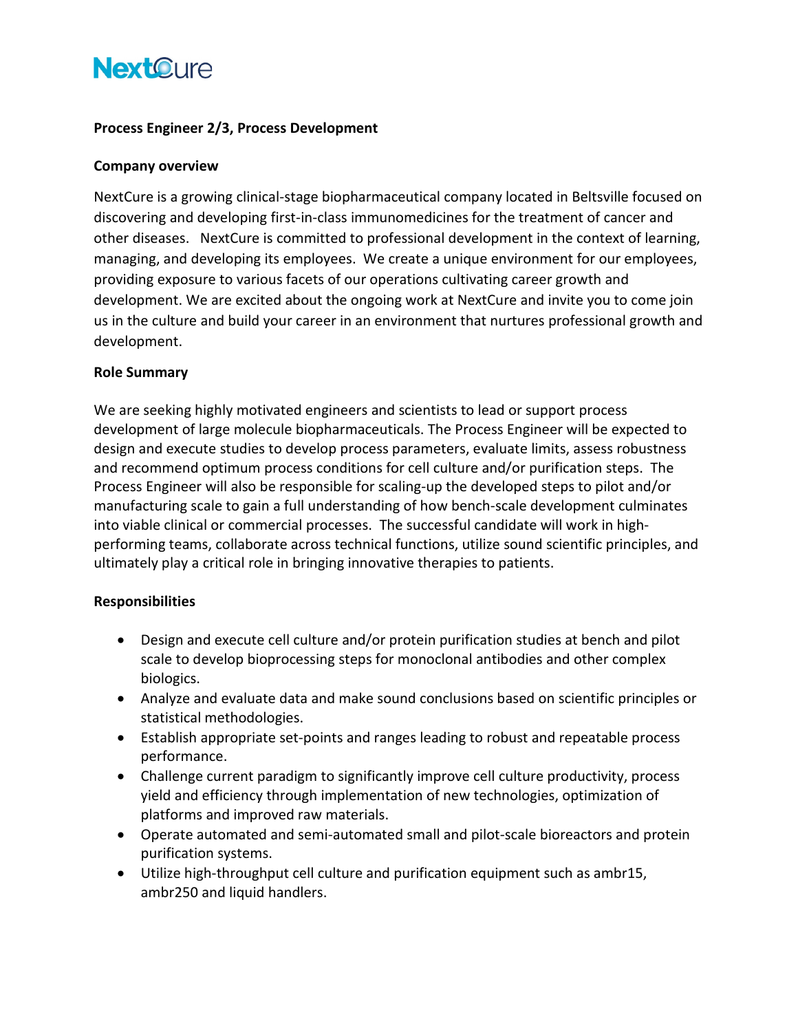NextCure

**Process Engineer 2/3, Process Development**

**Company overview**

NextCure is a growing clinical-stage biopharmaceutical company located in Beltsville focused on discovering and developing first-in-class immunomedicines for the treatment of cancer and other diseases. NextCure is committed to professional development in the context of learning, managing, and developing its employees. We create a unique environment for our employees, providing exposure to various facets of our operations cultivating career growth and development. We are excited about the ongoing work at NextCure and invite you to come join us in the culture and build your career in an environment that nurtures professional growth and development.

**Role Summary**

We are seeking highly motivated engineers and scientists to lead or support process development of large molecule biopharmaceuticals. The Process Engineer will be expected to design and execute studies to develop process parameters, evaluate limits, assess robustness and recommend optimum process conditions for cell culture and/or purification steps. The Process Engineer will also be responsible for scaling-up the developed steps to pilot and/or manufacturing scale to gain a full understanding of how bench-scale development culminates into viable clinical or commercial processes. The successful candidate will work in high-performing teams, collaborate across technical functions, utilize sound scientific principles, and ultimately play a critical role in bringing innovative therapies to patients.

**Responsibilities**

- Design and execute cell culture and/or protein purification studies at bench and pilot scale to develop bioprocessing steps for monoclonal antibodies and other complex biologics.
- Analyze and evaluate data and make sound conclusions based on scientific principles or statistical methodologies.
- Establish appropriate set-points and ranges leading to robust and repeatable process performance.
- Challenge current paradigm to significantly improve cell culture productivity, process yield and efficiency through implementation of new technologies, optimization of platforms and improved raw materials.
- Operate automated and semi-automated small and pilot-scale bioreactors and protein purification systems.
- Utilize high-throughput cell culture and purification equipment such as ambr15, ambr250 and liquid handlers.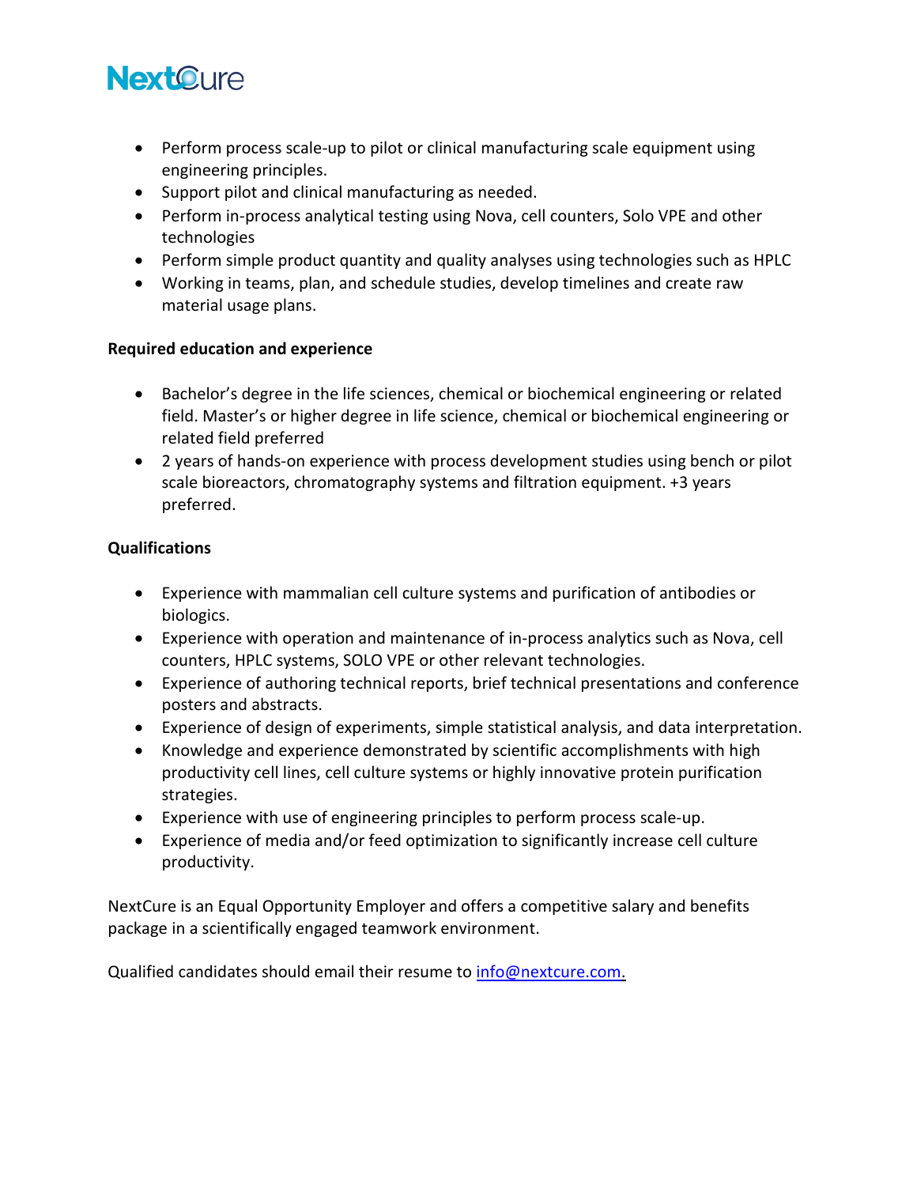- Perform process scale-up to pilot or clinical manufacturing scale equipment using engineering principles.
- Support pilot and clinical manufacturing as needed.
- Perform in-process analytical testing using Nova, cell counters, Solo VPE and other technologies
- Perform simple product quantity and quality analyses using technologies such as HPLC
- Working in teams, plan, and schedule studies, develop timelines and create raw material usage plans.

**Required education and experience**

- Bachelor's degree in the life sciences, chemical or biochemical engineering or related field. Master's or higher degree in life science, chemical or biochemical engineering or related field preferred
- 2 years of hands-on experience with process development studies using bench or pilot scale bioreactors, chromatography systems and filtration equipment. +3 years preferred.

**Qualifications**

- Experience with mammalian cell culture systems and purification of antibodies or biologics.
- Experience with operation and maintenance of in-process analytics such as Nova, cell counters, HPLC systems, SOLO VPE or other relevant technologies.
- Experience of authoring technical reports, brief technical presentations and conference posters and abstracts.
- Experience of design of experiments, simple statistical analysis, and data interpretation.
- Knowledge and experience demonstrated by scientific accomplishments with high productivity cell lines, cell culture systems or highly innovative protein purification strategies.
- Experience with use of engineering principles to perform process scale-up.
- Experience of media and/or feed optimization to significantly increase cell culture productivity.

NextCure is an Equal Opportunity Employer and offers a competitive salary and benefits package in a scientifically engaged teamwork environment.

Qualified candidates should email their resume to info@nextcure.com.